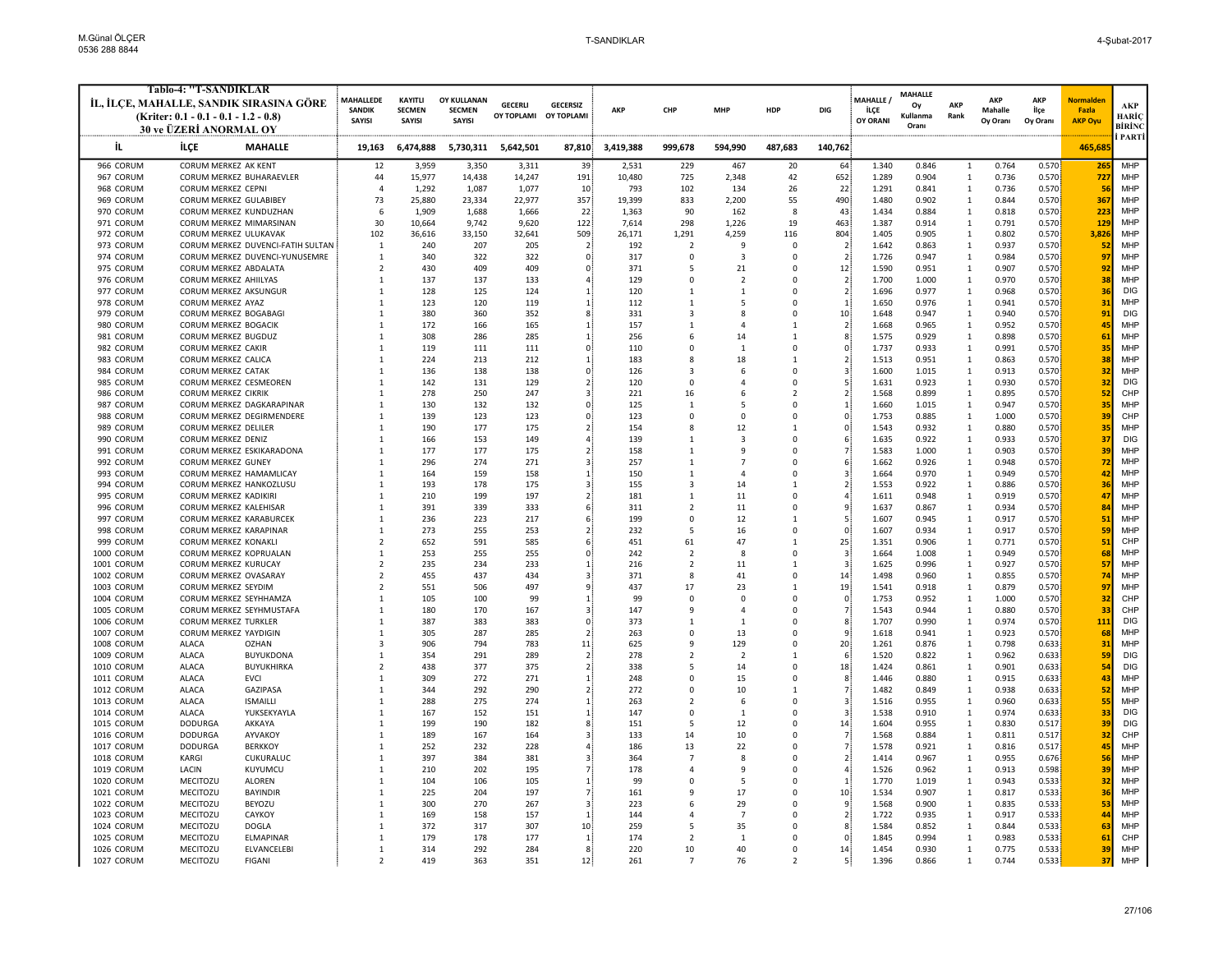| Tablo-4: "T-SANDIKLAR İL, İLÇE, MAHALLE, SANDIK SIRASINA GÖRE (Kriter: 0.1 - 0.1 - 0.1 - 1.2 - 0.8) 30 ve ÜZERİ ANORMAL OY | | | MAHALLEDE SANDIK SAYISI | KAYITLI SECMEN SAYISI | OY KULLANAN SECMEN SAYISI | GECERLI OY TOPLAMI | GECERSIZ OY TOPLAMI | AKP | CHP | MHP | HDP | DIG | MAHALLE / İLÇE OY ORANI | MAHALLE Oy Kullanma Oranı | AKP Rank | AKP Mahalle Oy Oranı | AKP İlçe Oy Oranı | Normalden Fazla AKP Oyu | AKP HARİÇ BİRİNCİ PARTİ |
|---|---|---|---|---|---|---|---|---|---|---|---|---|---|---|---|---|---|---|---|
| İL | İLÇE | MAHALLE | 19,163 | 6,474,888 | 5,730,311 | 5,642,501 | 87,810 | 3,419,388 | 999,678 | 594,990 | 487,683 | 140,762 | | | | | | 465,685 | |
| 966 CORUM | CORUM MERKEZ | AK KENT | 12 | 3,959 | 3,350 | 3,311 | 39 | 2,531 | 229 | 467 | 20 | 64 | 1.340 | 0.846 | 1 | 0.764 | 0.570 | 265 | MHP |
| 967 CORUM | CORUM MERKEZ | BUHARAEVLER | 44 | 15,977 | 14,438 | 14,247 | 191 | 10,480 | 725 | 2,348 | 42 | 652 | 1.289 | 0.904 | 1 | 0.736 | 0.570 | 727 | MHP |
| 968 CORUM | CORUM MERKEZ | CEPNI | 4 | 1,292 | 1,087 | 1,077 | 10 | 793 | 102 | 134 | 26 | 22 | 1.291 | 0.841 | 1 | 0.736 | 0.570 | 56 | MHP |
| 969 CORUM | CORUM MERKEZ | GULABIBEY | 73 | 25,880 | 23,334 | 22,977 | 357 | 19,399 | 833 | 2,200 | 55 | 490 | 1.480 | 0.902 | 1 | 0.844 | 0.570 | 367 | MHP |
| 970 CORUM | CORUM MERKEZ | KUNDUZHAN | 6 | 1,909 | 1,688 | 1,666 | 22 | 1,363 | 90 | 162 | 8 | 43 | 1.434 | 0.884 | 1 | 0.818 | 0.570 | 223 | MHP |
| 971 CORUM | CORUM MERKEZ | MIMARSINAN | 30 | 10,664 | 9,742 | 9,620 | 122 | 7,614 | 298 | 1,226 | 19 | 463 | 1.387 | 0.914 | 1 | 0.791 | 0.570 | 129 | MHP |
| 972 CORUM | CORUM MERKEZ | ULUKAVAK | 102 | 36,616 | 33,150 | 32,641 | 509 | 26,171 | 1,291 | 4,259 | 116 | 804 | 1.405 | 0.905 | 1 | 0.802 | 0.570 | 3,826 | MHP |
| 973 CORUM | CORUM MERKEZ | DUVENCI-FATIH SULTAN | 1 | 240 | 207 | 205 | 2 | 192 | 2 | 9 | 0 | 2 | 1.642 | 0.863 | 1 | 0.937 | 0.570 | 52 | MHP |
| 974 CORUM | CORUM MERKEZ | DUVENCI-YUNUSEMRE | 1 | 340 | 322 | 322 | 0 | 317 | 0 | 3 | 0 | 2 | 1.726 | 0.947 | 1 | 0.984 | 0.570 | 97 | MHP |
| 975 CORUM | CORUM MERKEZ | ABDALATA | 2 | 430 | 409 | 409 | 0 | 371 | 5 | 21 | 0 | 12 | 1.590 | 0.951 | 1 | 0.907 | 0.570 | 92 | MHP |
| 976 CORUM | CORUM MERKEZ | AHIILYAS | 1 | 137 | 137 | 133 | 4 | 129 | 0 | 2 | 0 | 2 | 1.700 | 1.000 | 1 | 0.970 | 0.570 | 38 | MHP |
| 977 CORUM | CORUM MERKEZ | AKSUNGUR | 1 | 128 | 125 | 124 | 1 | 120 | 1 | 1 | 0 | 2 | 1.696 | 0.977 | 1 | 0.968 | 0.570 | 36 | DIG |
| 978 CORUM | CORUM MERKEZ | AYAZ | 1 | 123 | 120 | 119 | 1 | 112 | 1 | 5 | 0 | 1 | 1.650 | 0.976 | 1 | 0.941 | 0.570 | 31 | MHP |
| 979 CORUM | CORUM MERKEZ | BOGABAGI | 1 | 380 | 360 | 352 | 8 | 331 | 3 | 8 | 0 | 10 | 1.648 | 0.947 | 1 | 0.940 | 0.570 | 91 | DIG |
| 980 CORUM | CORUM MERKEZ | BOGACIK | 1 | 172 | 166 | 165 | 1 | 157 | 1 | 4 | 1 | 2 | 1.668 | 0.965 | 1 | 0.952 | 0.570 | 45 | MHP |
| 981 CORUM | CORUM MERKEZ | BUGDUZ | 1 | 308 | 286 | 285 | 1 | 256 | 6 | 14 | 1 | 8 | 1.575 | 0.929 | 1 | 0.898 | 0.570 | 61 | MHP |
| 982 CORUM | CORUM MERKEZ | CAKIR | 1 | 119 | 111 | 111 | 0 | 110 | 0 | 1 | 0 | 0 | 1.737 | 0.933 | 1 | 0.991 | 0.570 | 35 | MHP |
| 983 CORUM | CORUM MERKEZ | CALICA | 1 | 224 | 213 | 212 | 1 | 183 | 8 | 18 | 1 | 2 | 1.513 | 0.951 | 1 | 0.863 | 0.570 | 38 | MHP |
| 984 CORUM | CORUM MERKEZ | CATAK | 1 | 136 | 138 | 138 | 0 | 126 | 3 | 6 | 0 | 3 | 1.600 | 1.015 | 1 | 0.913 | 0.570 | 32 | MHP |
| 985 CORUM | CORUM MERKEZ | CESMEOREN | 1 | 142 | 131 | 129 | 2 | 120 | 0 | 4 | 0 | 5 | 1.631 | 0.923 | 1 | 0.930 | 0.570 | 32 | DIG |
| 986 CORUM | CORUM MERKEZ | CIKRIK | 1 | 278 | 250 | 247 | 3 | 221 | 16 | 6 | 2 | 2 | 1.568 | 0.899 | 1 | 0.895 | 0.570 | 52 | CHP |
| 987 CORUM | CORUM MERKEZ | DAGKARAPINAR | 1 | 130 | 132 | 132 | 0 | 125 | 1 | 5 | 0 | 1 | 1.660 | 1.015 | 1 | 0.947 | 0.570 | 35 | MHP |
| 988 CORUM | CORUM MERKEZ | DEGIRMENDERE | 1 | 139 | 123 | 123 | 0 | 123 | 0 | 0 | 0 | 0 | 1.753 | 0.885 | 1 | 1.000 | 0.570 | 39 | CHP |
| 989 CORUM | CORUM MERKEZ | DELILER | 1 | 190 | 177 | 175 | 2 | 154 | 8 | 12 | 1 | 0 | 1.543 | 0.932 | 1 | 0.880 | 0.570 | 35 | MHP |
| 990 CORUM | CORUM MERKEZ | DENIZ | 1 | 166 | 153 | 149 | 4 | 139 | 1 | 3 | 0 | 6 | 1.635 | 0.922 | 1 | 0.933 | 0.570 | 37 | DIG |
| 991 CORUM | CORUM MERKEZ | ESKIKARADONA | 1 | 177 | 177 | 175 | 2 | 158 | 1 | 9 | 0 | 7 | 1.583 | 1.000 | 1 | 0.903 | 0.570 | 39 | MHP |
| 992 CORUM | CORUM MERKEZ | GUNEY | 1 | 296 | 274 | 271 | 3 | 257 | 1 | 7 | 0 | 6 | 1.662 | 0.926 | 1 | 0.948 | 0.570 | 72 | MHP |
| 993 CORUM | CORUM MERKEZ | HAMAMLICAY | 1 | 164 | 159 | 158 | 1 | 150 | 1 | 4 | 0 | 3 | 1.664 | 0.970 | 1 | 0.949 | 0.570 | 42 | MHP |
| 994 CORUM | CORUM MERKEZ | HANKOZLUSU | 1 | 193 | 178 | 175 | 3 | 155 | 3 | 14 | 1 | 2 | 1.553 | 0.922 | 1 | 0.886 | 0.570 | 36 | MHP |
| 995 CORUM | CORUM MERKEZ | KADIKIRI | 1 | 210 | 199 | 197 | 2 | 181 | 1 | 11 | 0 | 4 | 1.611 | 0.948 | 1 | 0.919 | 0.570 | 47 | MHP |
| 996 CORUM | CORUM MERKEZ | KALEHISAR | 1 | 391 | 339 | 333 | 6 | 311 | 2 | 11 | 0 | 9 | 1.637 | 0.867 | 1 | 0.934 | 0.570 | 84 | MHP |
| 997 CORUM | CORUM MERKEZ | KARABURCEK | 1 | 236 | 223 | 217 | 6 | 199 | 0 | 12 | 1 | 5 | 1.607 | 0.945 | 1 | 0.917 | 0.570 | 51 | MHP |
| 998 CORUM | CORUM MERKEZ | KARAPINAR | 1 | 273 | 255 | 253 | 2 | 232 | 5 | 16 | 0 | 0 | 1.607 | 0.934 | 1 | 0.917 | 0.570 | 59 | MHP |
| 999 CORUM | CORUM MERKEZ | KONAKLI | 2 | 652 | 591 | 585 | 6 | 451 | 61 | 47 | 1 | 25 | 1.351 | 0.906 | 1 | 0.771 | 0.570 | 51 | CHP |
| 1000 CORUM | CORUM MERKEZ | KOPRUALAN | 1 | 253 | 255 | 255 | 0 | 242 | 2 | 8 | 0 | 3 | 1.664 | 1.008 | 1 | 0.949 | 0.570 | 68 | MHP |
| 1001 CORUM | CORUM MERKEZ | KURUCAY | 2 | 235 | 234 | 233 | 1 | 216 | 2 | 11 | 1 | 3 | 1.625 | 0.996 | 1 | 0.927 | 0.570 | 57 | MHP |
| 1002 CORUM | CORUM MERKEZ | OVASARAY | 2 | 455 | 437 | 434 | 3 | 371 | 8 | 41 | 0 | 14 | 1.498 | 0.960 | 1 | 0.855 | 0.570 | 74 | MHP |
| 1003 CORUM | CORUM MERKEZ | SEYDIM | 2 | 551 | 506 | 497 | 9 | 437 | 17 | 23 | 1 | 19 | 1.541 | 0.918 | 1 | 0.879 | 0.570 | 97 | MHP |
| 1004 CORUM | CORUM MERKEZ | SEYHHAMZA | 1 | 105 | 100 | 99 | 1 | 99 | 0 | 0 | 0 | 0 | 1.753 | 0.952 | 1 | 1.000 | 0.570 | 32 | CHP |
| 1005 CORUM | CORUM MERKEZ | SEYHMUSTAFA | 1 | 180 | 170 | 167 | 3 | 147 | 9 | 4 | 0 | 7 | 1.543 | 0.944 | 1 | 0.880 | 0.570 | 33 | CHP |
| 1006 CORUM | CORUM MERKEZ | TURKLER | 1 | 387 | 383 | 383 | 0 | 373 | 1 | 1 | 0 | 8 | 1.707 | 0.990 | 1 | 0.974 | 0.570 | 111 | DIG |
| 1007 CORUM | CORUM MERKEZ | YAYDIGIN | 1 | 305 | 287 | 285 | 2 | 263 | 0 | 13 | 0 | 9 | 1.618 | 0.941 | 1 | 0.923 | 0.570 | 68 | MHP |
| 1008 CORUM | ALACA | OZHAN | 3 | 906 | 794 | 783 | 11 | 625 | 9 | 129 | 0 | 20 | 1.261 | 0.876 | 1 | 0.798 | 0.633 | 31 | MHP |
| 1009 CORUM | ALACA | BUYUKDONA | 1 | 354 | 291 | 289 | 2 | 278 | 2 | 2 | 1 | 6 | 1.520 | 0.822 | 1 | 0.962 | 0.633 | 59 | DIG |
| 1010 CORUM | ALACA | BUYUKHIRKA | 2 | 438 | 377 | 375 | 2 | 338 | 5 | 14 | 0 | 18 | 1.424 | 0.861 | 1 | 0.901 | 0.633 | 54 | DIG |
| 1011 CORUM | ALACA | EVCI | 1 | 309 | 272 | 271 | 1 | 248 | 0 | 15 | 0 | 8 | 1.446 | 0.880 | 1 | 0.915 | 0.633 | 43 | MHP |
| 1012 CORUM | ALACA | GAZIPASA | 1 | 344 | 292 | 290 | 2 | 272 | 0 | 10 | 1 | 7 | 1.482 | 0.849 | 1 | 0.938 | 0.633 | 52 | MHP |
| 1013 CORUM | ALACA | ISMAILLI | 1 | 288 | 275 | 274 | 1 | 263 | 2 | 6 | 0 | 3 | 1.516 | 0.955 | 1 | 0.960 | 0.633 | 55 | MHP |
| 1014 CORUM | ALACA | YUKSEKYAYLA | 1 | 167 | 152 | 151 | 1 | 147 | 0 | 1 | 0 | 3 | 1.538 | 0.910 | 1 | 0.974 | 0.633 | 33 | DIG |
| 1015 CORUM | DODURGA | AKKAYA | 1 | 199 | 190 | 182 | 8 | 151 | 5 | 12 | 0 | 14 | 1.604 | 0.955 | 1 | 0.830 | 0.517 | 39 | DIG |
| 1016 CORUM | DODURGA | AYVAKOY | 1 | 189 | 167 | 164 | 3 | 133 | 14 | 10 | 0 | 7 | 1.568 | 0.884 | 1 | 0.811 | 0.517 | 32 | CHP |
| 1017 CORUM | DODURGA | BERKKOY | 1 | 252 | 232 | 228 | 4 | 186 | 13 | 22 | 0 | 7 | 1.578 | 0.921 | 1 | 0.816 | 0.517 | 45 | MHP |
| 1018 CORUM | KARGI | CUKURALUC | 1 | 397 | 384 | 381 | 3 | 364 | 7 | 8 | 0 | 2 | 1.414 | 0.967 | 1 | 0.955 | 0.676 | 56 | MHP |
| 1019 CORUM | LACIN | KUYUMCU | 1 | 210 | 202 | 195 | 7 | 178 | 4 | 9 | 0 | 4 | 1.526 | 0.962 | 1 | 0.913 | 0.598 | 39 | MHP |
| 1020 CORUM | MECITOZU | ALOREN | 1 | 104 | 106 | 105 | 1 | 99 | 0 | 5 | 0 | 1 | 1.770 | 1.019 | 1 | 0.943 | 0.533 | 32 | MHP |
| 1021 CORUM | MECITOZU | BAYINDIR | 1 | 225 | 204 | 197 | 7 | 161 | 9 | 17 | 0 | 10 | 1.534 | 0.907 | 1 | 0.817 | 0.533 | 36 | MHP |
| 1022 CORUM | MECITOZU | BEYOZU | 1 | 300 | 270 | 267 | 3 | 223 | 6 | 29 | 0 | 9 | 1.568 | 0.900 | 1 | 0.835 | 0.533 | 53 | MHP |
| 1023 CORUM | MECITOZU | CAYKOY | 1 | 169 | 158 | 157 | 1 | 144 | 4 | 7 | 0 | 2 | 1.722 | 0.935 | 1 | 0.917 | 0.533 | 44 | MHP |
| 1024 CORUM | MECITOZU | DOGLA | 1 | 372 | 317 | 307 | 10 | 259 | 5 | 35 | 0 | 8 | 1.584 | 0.852 | 1 | 0.844 | 0.533 | 63 | MHP |
| 1025 CORUM | MECITOZU | ELMAPINAR | 1 | 179 | 178 | 177 | 1 | 174 | 2 | 1 | 0 | 0 | 1.845 | 0.994 | 1 | 0.983 | 0.533 | 61 | CHP |
| 1026 CORUM | MECITOZU | ELVANCELEBI | 1 | 314 | 292 | 284 | 8 | 220 | 10 | 40 | 0 | 14 | 1.454 | 0.930 | 1 | 0.775 | 0.533 | 39 | MHP |
| 1027 CORUM | MECITOZU | FIGANI | 2 | 419 | 363 | 351 | 12 | 261 | 7 | 76 | 2 | 5 | 1.396 | 0.866 | 1 | 0.744 | 0.533 | 37 | MHP |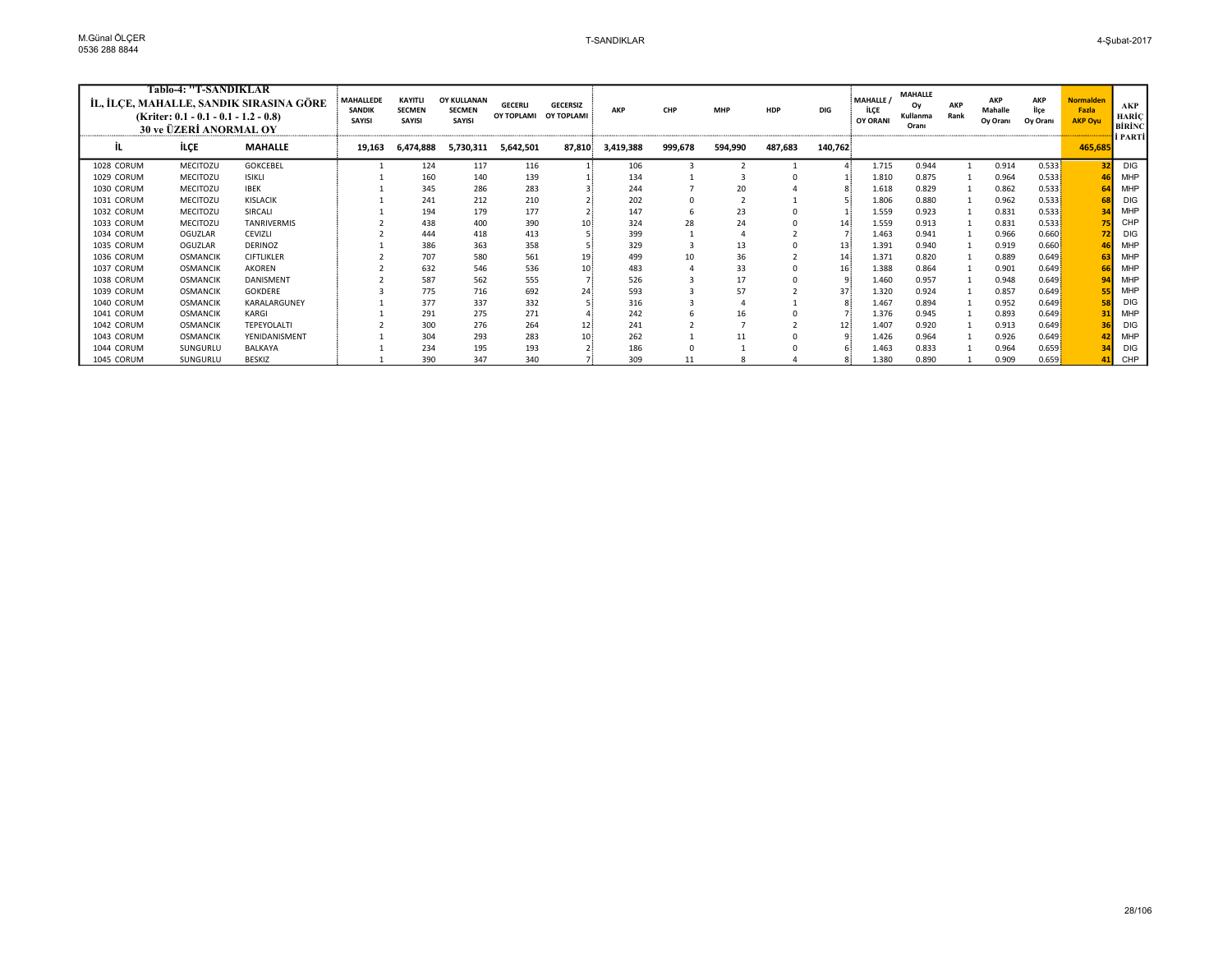| Tablo-4: "T-SANDIKLAR İL, İLÇE, MAHALLE, SANDIK SIRASINA GÖRE (Kriter: 0.1 - 0.1 - 0.1 - 1.2 - 0.8) 30 ve ÜZERİ ANORMAL OY | | | MAHALLEDE SANDIK SAYISI | KAYITLI SECMEN SAYISI | OY KULLANAN SECMEN SAYISI | GECERLI OY TOPLAMI | GECERSIZ OY TOPLAMI | AKP | CHP | MHP | HDP | DIG | MAHALLE / İLÇE OY ORANI | MAHALLE Oy Kullanma Oranı | AKP Rank | AKP Mahalle Oy Oranı | AKP İlçe Oy Oranı | Normalden Fazla AKP Oyu | AKP HARİÇ BİRİNCİ PARTİ |
|---|---|---|---|---|---|---|---|---|---|---|---|---|---|---|---|---|---|---|---|
| İL | İLÇE | MAHALLE | 19,163 | 6,474,888 | 5,730,311 | 5,642,501 | 87,810 | 3,419,388 | 999,678 | 594,990 | 487,683 | 140,762 | | | | | | 465,685 | |
| 1028 CORUM | MECITOZU | GOKCEBEL | 1 | 124 | 117 | 116 | 1 | 106 | 3 | 2 | 1 | 4 | 1.715 | 0.944 | 1 | 0.914 | 0.533 | 32 | DIG |
| 1029 CORUM | MECITOZU | ISIKLI | 1 | 160 | 140 | 139 | 1 | 134 | 1 | 3 | 0 | 1 | 1.810 | 0.875 | 1 | 0.964 | 0.533 | 46 | MHP |
| 1030 CORUM | MECITOZU | IBEK | 1 | 345 | 286 | 283 | 3 | 244 | 7 | 20 | 4 | 8 | 1.618 | 0.829 | 1 | 0.862 | 0.533 | 64 | MHP |
| 1031 CORUM | MECITOZU | KISLACIK | 1 | 241 | 212 | 210 | 2 | 202 | 0 | 2 | 1 | 5 | 1.806 | 0.880 | 1 | 0.962 | 0.533 | 68 | DIG |
| 1032 CORUM | MECITOZU | SIRCALI | 1 | 194 | 179 | 177 | 2 | 147 | 6 | 23 | 0 | 1 | 1.559 | 0.923 | 1 | 0.831 | 0.533 | 34 | MHP |
| 1033 CORUM | MECITOZU | TANRIVERMIS | 2 | 438 | 400 | 390 | 10 | 324 | 28 | 24 | 0 | 14 | 1.559 | 0.913 | 1 | 0.831 | 0.533 | 75 | CHP |
| 1034 CORUM | OGUZLAR | CEVIZLI | 2 | 444 | 418 | 413 | 5 | 399 | 1 | 4 | 2 | 7 | 1.463 | 0.941 | 1 | 0.966 | 0.660 | 72 | DIG |
| 1035 CORUM | OGUZLAR | DERINOZ | 1 | 386 | 363 | 358 | 5 | 329 | 3 | 13 | 0 | 13 | 1.391 | 0.940 | 1 | 0.919 | 0.660 | 46 | MHP |
| 1036 CORUM | OSMANCIK | CIFTLIKLER | 2 | 707 | 580 | 561 | 19 | 499 | 10 | 36 | 2 | 14 | 1.371 | 0.820 | 1 | 0.889 | 0.649 | 63 | MHP |
| 1037 CORUM | OSMANCIK | AKOREN | 2 | 632 | 546 | 536 | 10 | 483 | 4 | 33 | 0 | 16 | 1.388 | 0.864 | 1 | 0.901 | 0.649 | 66 | MHP |
| 1038 CORUM | OSMANCIK | DANISMENT | 2 | 587 | 562 | 555 | 7 | 526 | 3 | 17 | 0 | 9 | 1.460 | 0.957 | 1 | 0.948 | 0.649 | 94 | MHP |
| 1039 CORUM | OSMANCIK | GOKDERE | 3 | 775 | 716 | 692 | 24 | 593 | 3 | 57 | 2 | 37 | 1.320 | 0.924 | 1 | 0.857 | 0.649 | 55 | MHP |
| 1040 CORUM | OSMANCIK | KARALARGUNEY | 1 | 377 | 337 | 332 | 5 | 316 | 3 | 4 | 1 | 8 | 1.467 | 0.894 | 1 | 0.952 | 0.649 | 58 | DIG |
| 1041 CORUM | OSMANCIK | KARGI | 1 | 291 | 275 | 271 | 4 | 242 | 6 | 16 | 0 | 7 | 1.376 | 0.945 | 1 | 0.893 | 0.649 | 31 | MHP |
| 1042 CORUM | OSMANCIK | TEPEYOLALTI | 2 | 300 | 276 | 264 | 12 | 241 | 2 | 7 | 2 | 12 | 1.407 | 0.920 | 1 | 0.913 | 0.649 | 36 | DIG |
| 1043 CORUM | OSMANCIK | YENIDANISMENT | 1 | 304 | 293 | 283 | 10 | 262 | 1 | 11 | 0 | 9 | 1.426 | 0.964 | 1 | 0.926 | 0.649 | 42 | MHP |
| 1044 CORUM | SUNGURLU | BALKAYA | 1 | 234 | 195 | 193 | 2 | 186 | 0 | 1 | 0 | 6 | 1.463 | 0.833 | 1 | 0.964 | 0.659 | 34 | DIG |
| 1045 CORUM | SUNGURLU | BESKIZ | 1 | 390 | 347 | 340 | 7 | 309 | 11 | 8 | 4 | 8 | 1.380 | 0.890 | 1 | 0.909 | 0.659 | 41 | CHP |